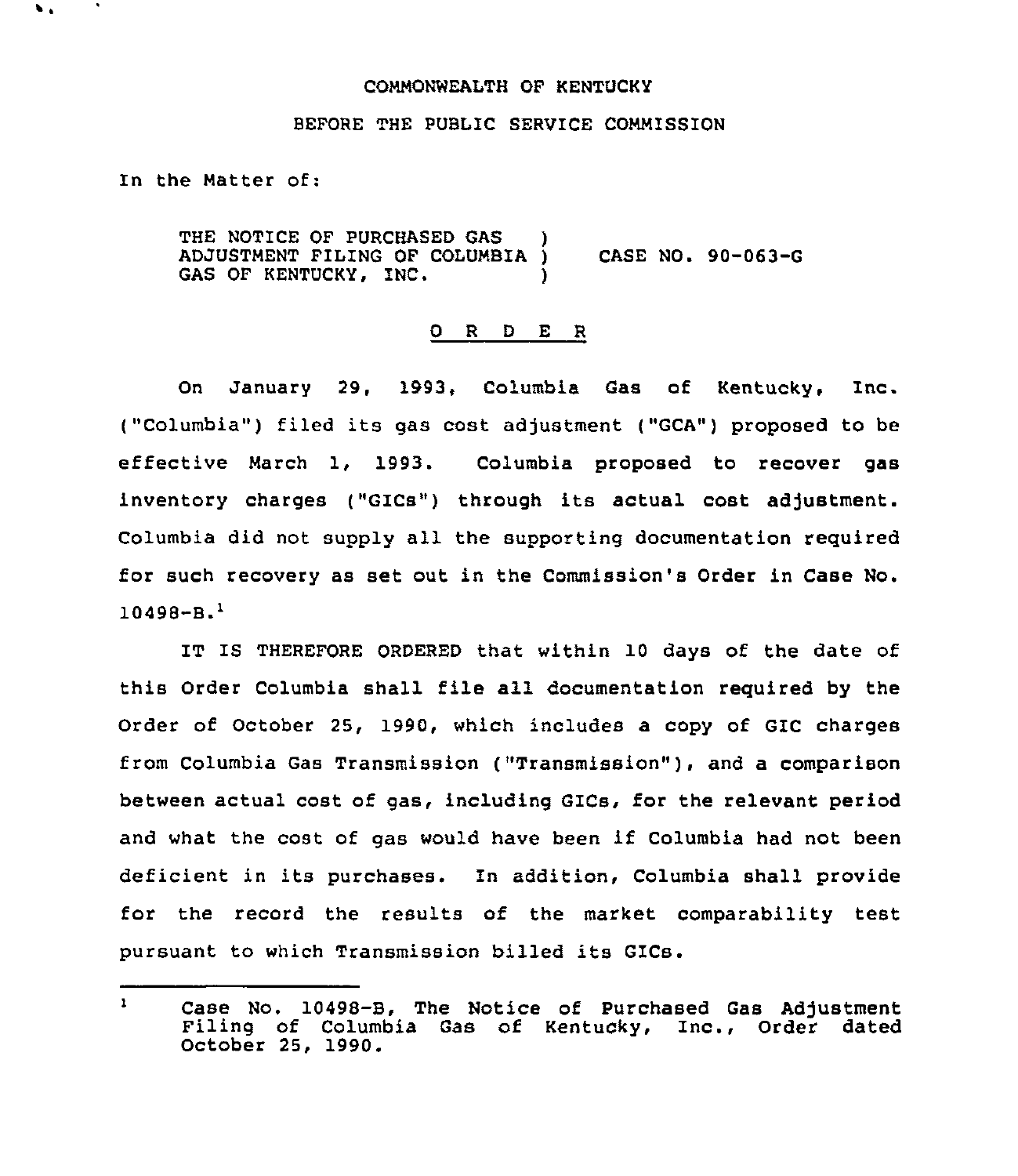COMMONWEALTH OF KENTUCKY

BEFORE THE PUBLIC SERVICE COMMISSION

In the Matter of:

THE NOTICE OF PURCHASED GAS ADJUSTMENT FILING OF COLUMBIA GAS OF KENTUCKY, INC. ) CASE NO. 90-063-G

## O R D E R

On January 29, 1993, Columbia Gas of Kentucky, Inc. ("Columbia") filed its gas cost adjustment ("GCA") proposed to be effective March 1, 1993. Columbia proposed to recover gas inventory charges ("GICs") through its actual cost adjustment. Columbia did not supply all the supporting documentation required for such recovery as set out in the Commission's Order in Case No. 10498-B.[1]

IT IS THEREFORE ORDERED that within 10 days of the date of this Order Columbia shall file all documentation required by the Order of October 25, 1990, which includes a copy of GIC charges from Columbia Gas Transmission ("Transmission"), and a comparison between actual cost of gas, including GICs, for the relevant period and what the cost of gas would have been if Columbia had not been deficient in its purchases. In addition, Columbia shall provide for the record the results of the market comparability test pursuant to which Transmission billed its GICs.

[1] Case No. 10498-B, The Notice of Purchased Gas Adjustment Filing of Columbia Gas of Kentucky, Inc., Order dated October 25, 1990.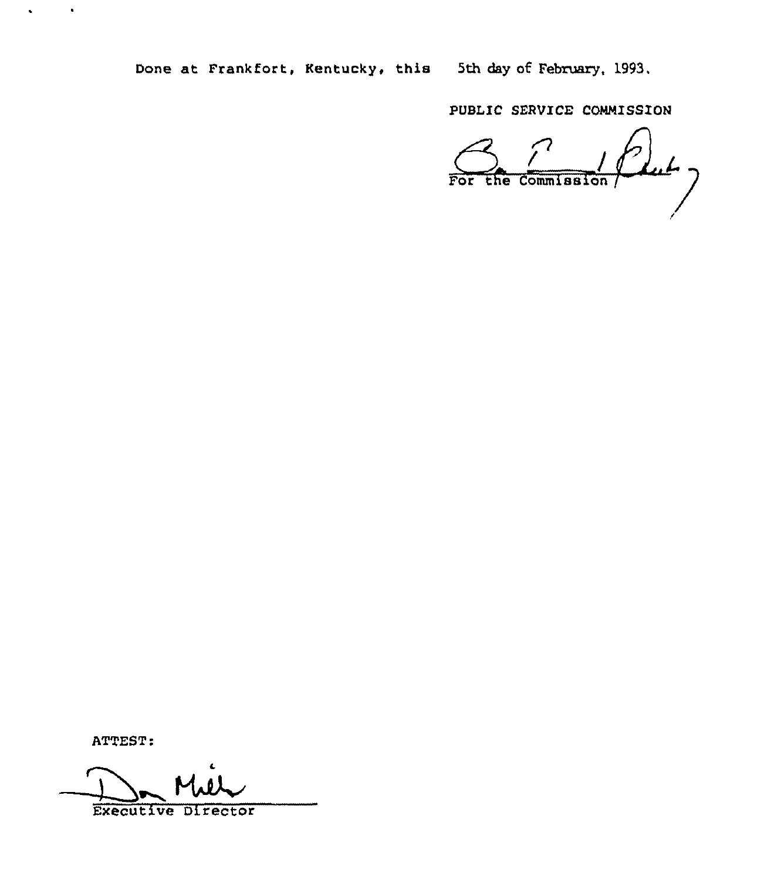Done at Frankfort, Kentucky, this 5th day of February, 1993.

PUBLIC SERVICE COMMISSION

For the Commission

ATTEST:

Executive Director